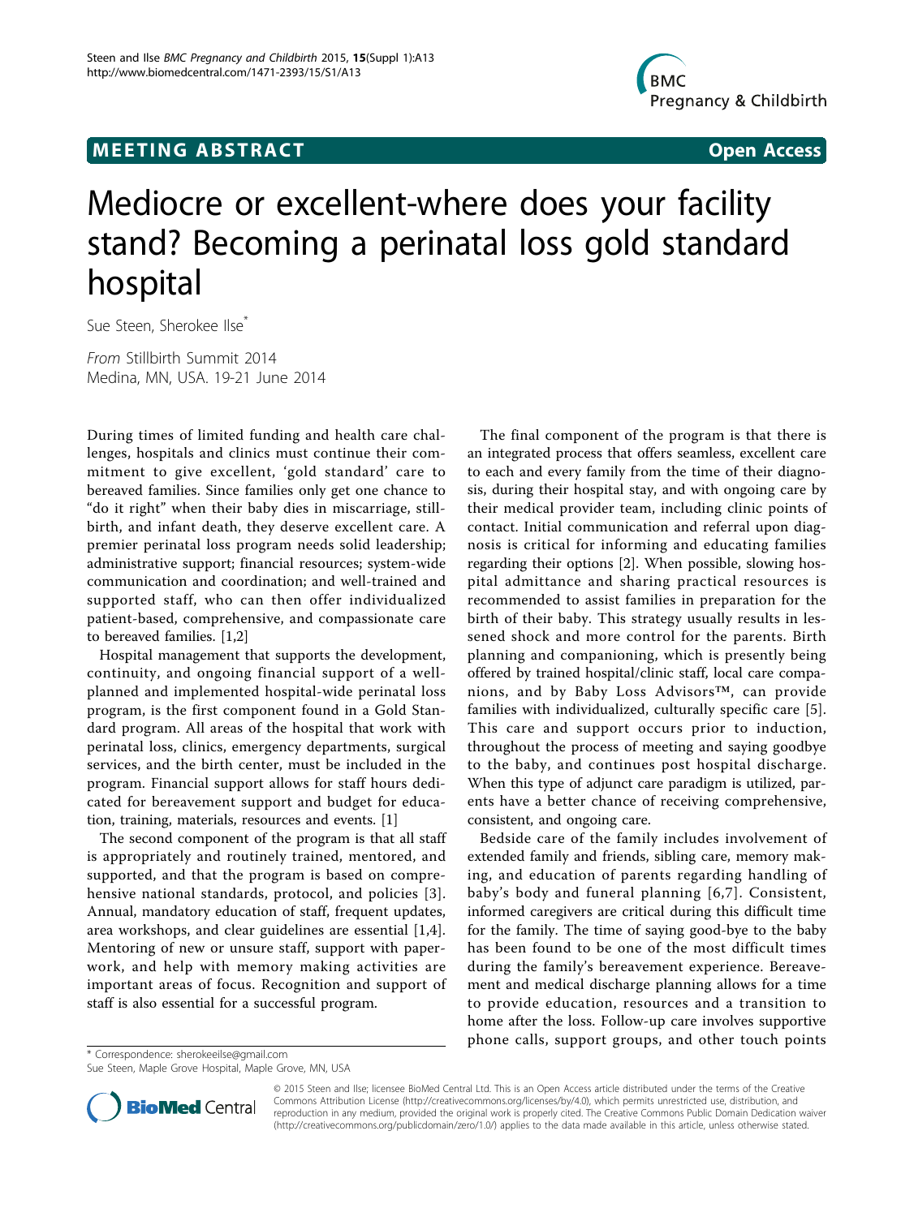MEETING ABSTRACT | Open Access

# Mediocre or excellent-where does your facility stand? Becoming a perinatal loss gold standard hospital

Sue Steen, Sherokee Ilse*

*From* Stillbirth Summit 2014
Medina, MN, USA. 19-21 June 2014

During times of limited funding and health care challenges, hospitals and clinics must continue their commitment to give excellent, 'gold standard' care to bereaved families. Since families only get one chance to "do it right" when their baby dies in miscarriage, stillbirth, and infant death, they deserve excellent care. A premier perinatal loss program needs solid leadership; administrative support; financial resources; system-wide communication and coordination; and well-trained and supported staff, who can then offer individualized patient-based, comprehensive, and compassionate care to bereaved families. [1,2]

Hospital management that supports the development, continuity, and ongoing financial support of a well-planned and implemented hospital-wide perinatal loss program, is the first component found in a Gold Standard program. All areas of the hospital that work with perinatal loss, clinics, emergency departments, surgical services, and the birth center, must be included in the program. Financial support allows for staff hours dedicated for bereavement support and budget for education, training, materials, resources and events. [1]

The second component of the program is that all staff is appropriately and routinely trained, mentored, and supported, and that the program is based on comprehensive national standards, protocol, and policies [3]. Annual, mandatory education of staff, frequent updates, area workshops, and clear guidelines are essential [1,4]. Mentoring of new or unsure staff, support with paperwork, and help with memory making activities are important areas of focus. Recognition and support of staff is also essential for a successful program.

The final component of the program is that there is an integrated process that offers seamless, excellent care to each and every family from the time of their diagnosis, during their hospital stay, and with ongoing care by their medical provider team, including clinic points of contact. Initial communication and referral upon diagnosis is critical for informing and educating families regarding their options [2]. When possible, slowing hospital admittance and sharing practical resources is recommended to assist families in preparation for the birth of their baby. This strategy usually results in lessened shock and more control for the parents. Birth planning and companioning, which is presently being offered by trained hospital/clinic staff, local care companions, and by Baby Loss Advisors™, can provide families with individualized, culturally specific care [5]. This care and support occurs prior to induction, throughout the process of meeting and saying goodbye to the baby, and continues post hospital discharge. When this type of adjunct care paradigm is utilized, parents have a better chance of receiving comprehensive, consistent, and ongoing care.

Bedside care of the family includes involvement of extended family and friends, sibling care, memory making, and education of parents regarding handling of baby's body and funeral planning [6,7]. Consistent, informed caregivers are critical during this difficult time for the family. The time of saying good-bye to the baby has been found to be one of the most difficult times during the family's bereavement experience. Bereavement and medical discharge planning allows for a time to provide education, resources and a transition to home after the loss. Follow-up care involves supportive phone calls, support groups, and other touch points

\* Correspondence: sherokeeilse@gmail.com
Sue Steen, Maple Grove Hospital, Maple Grove, MN, USA

© 2015 Steen and Ilse; licensee BioMed Central Ltd. This is an Open Access article distributed under the terms of the Creative Commons Attribution License (http://creativecommons.org/licenses/by/4.0), which permits unrestricted use, distribution, and reproduction in any medium, provided the original work is properly cited. The Creative Commons Public Domain Dedication waiver (http://creativecommons.org/publicdomain/zero/1.0/) applies to the data made available in this article, unless otherwise stated.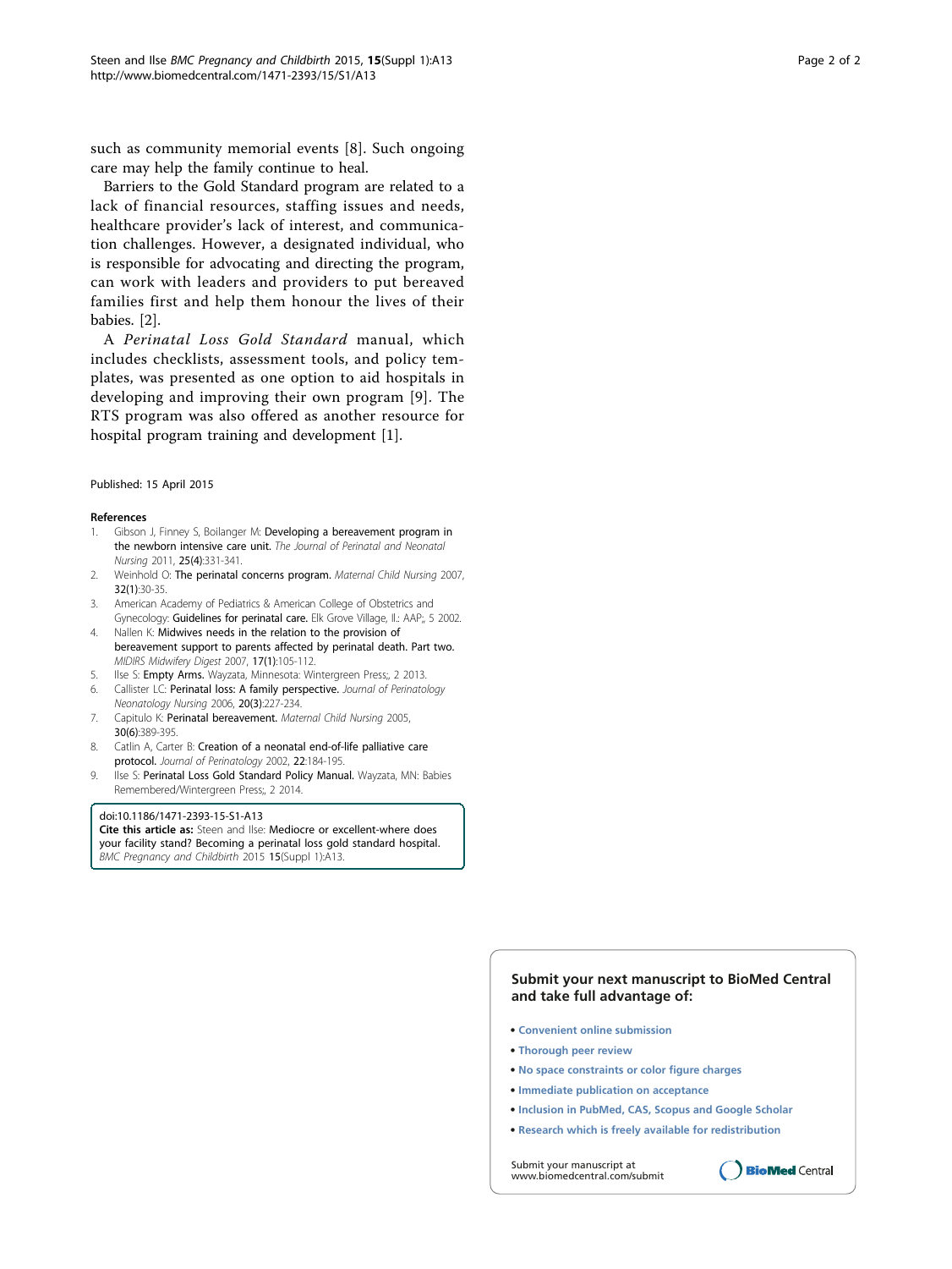such as community memorial events [8]. Such ongoing care may help the family continue to heal.

Barriers to the Gold Standard program are related to a lack of financial resources, staffing issues and needs, healthcare provider's lack of interest, and communication challenges. However, a designated individual, who is responsible for advocating and directing the program, can work with leaders and providers to put bereaved families first and help them honour the lives of their babies. [2].

A *Perinatal Loss Gold Standard* manual, which includes checklists, assessment tools, and policy templates, was presented as one option to aid hospitals in developing and improving their own program [9]. The RTS program was also offered as another resource for hospital program training and development [1].

Published: 15 April 2015

### References

1. Gibson J, Finney S, Boilanger M: **Developing a bereavement program in the newborn intensive care unit.** *The Journal of Perinatal and Neonatal Nursing* 2011, **25(4)**:331-341.
2. Weinhold O: **The perinatal concerns program.** *Maternal Child Nursing* 2007, **32(1)**:30-35.
3. American Academy of Pediatrics & American College of Obstetrics and Gynecology: **Guidelines for perinatal care.** Elk Grove Village, Il.: AAP;, 5 2002.
4. Nallen K: **Midwives needs in the relation to the provision of bereavement support to parents affected by perinatal death. Part two.** *MIDIRS Midwifery Digest* 2007, **17(1)**:105-112.
5. Ilse S: **Empty Arms.** Wayzata, Minnesota: Wintergreen Press;, 2 2013.
6. Callister LC: **Perinatal loss: A family perspective.** *Journal of Perinatology Neonatology Nursing* 2006, **20(3)**:227-234.
7. Capitulo K: **Perinatal bereavement.** *Maternal Child Nursing* 2005, **30(6)**:389-395.
8. Catlin A, Carter B: **Creation of a neonatal end-of-life palliative care protocol.** *Journal of Perinatology* 2002, **22**:184-195.
9. Ilse S: **Perinatal Loss Gold Standard Policy Manual.** Wayzata, MN: Babies Remembered/Wintergreen Press;, 2 2014.

doi:10.1186/1471-2393-15-S1-A13

**Cite this article as:** Steen and Ilse: **Mediocre or excellent-where does your facility stand? Becoming a perinatal loss gold standard hospital.** *BMC Pregnancy and Childbirth* 2015 **15**(Suppl 1):A13.

**Submit your next manuscript to BioMed Central and take full advantage of:**

- Convenient online submission
- Thorough peer review
- No space constraints or color figure charges
- Immediate publication on acceptance
- Inclusion in PubMed, CAS, Scopus and Google Scholar
- Research which is freely available for redistribution

Submit your manuscript at www.biomedcentral.com/submit

BioMed Central